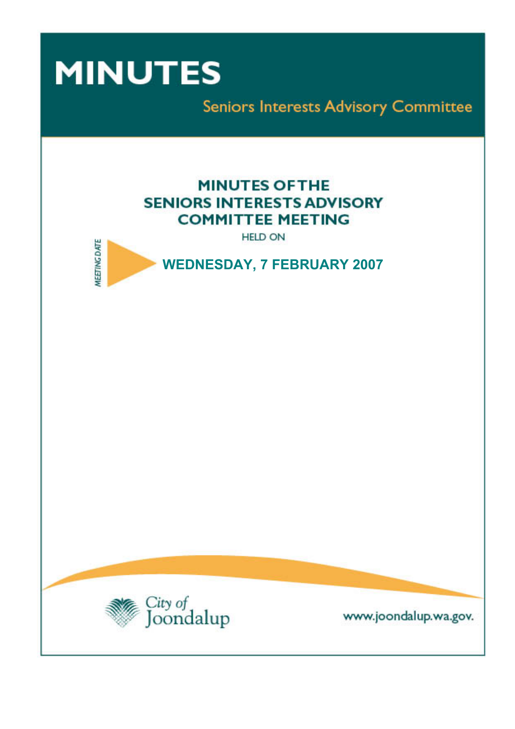# MINUTES

## Seniors Interests Advisory Committee

### MINUTES OF THE SENIORS INTERESTS ADVISORY COMMITTEE MEETING

HELD ON

MEETING DATE

**WEDNESDAY, 7 FEBRUARY 2007**

City of Joondalup

www.joondalup.wa.gov.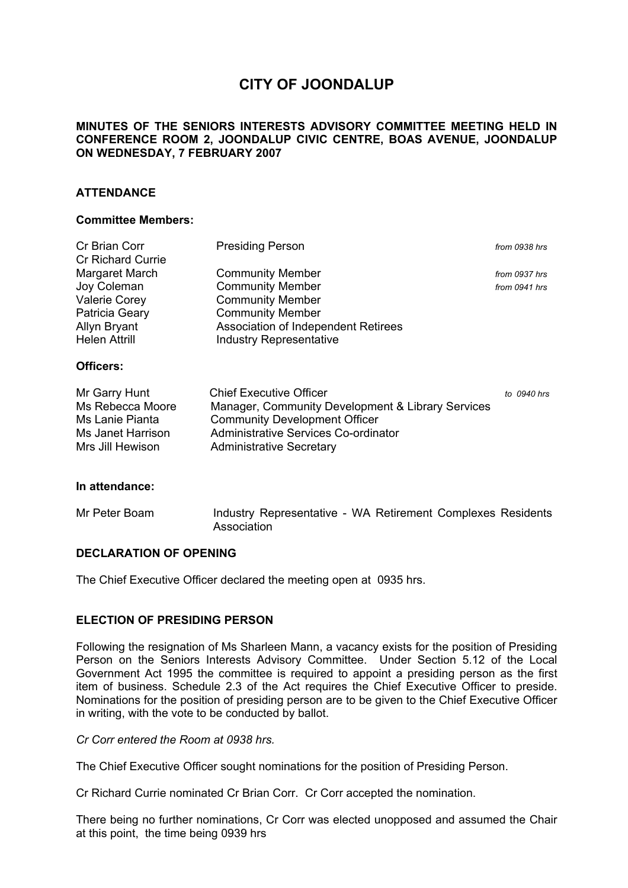# CITY OF JOONDALUP

**MINUTES OF THE SENIORS INTERESTS ADVISORY COMMITTEE MEETING HELD IN CONFERENCE ROOM 2, JOONDALUP CIVIC CENTRE, BOAS AVENUE, JOONDALUP ON WEDNESDAY, 7 FEBRUARY 2007**

## ATTENDANCE

### Committee Members:

| | | |
|---|---|---|
| Cr Brian Corr | Presiding Person | *from 0938 hrs* |
| Cr Richard Currie | | |
| Margaret March | Community Member | *from 0937 hrs* |
| Joy Coleman | Community Member | *from 0941 hrs* |
| Valerie Corey | Community Member | |
| Patricia Geary | Community Member | |
| Allyn Bryant | Association of Independent Retirees | |
| Helen Attrill | Industry Representative | |

### Officers:

| | | |
|---|---|---|
| Mr Garry Hunt | Chief Executive Officer | *to 0940 hrs* |
| Ms Rebecca Moore | Manager, Community Development & Library Services | |
| Ms Lanie Pianta | Community Development Officer | |
| Ms Janet Harrison | Administrative Services Co-ordinator | |
| Mrs Jill Hewison | Administrative Secretary | |

### In attendance:

| | |
|---|---|
| Mr Peter Boam | Industry Representative - WA Retirement Complexes Residents Association |

## DECLARATION OF OPENING

The Chief Executive Officer declared the meeting open at 0935 hrs.

## ELECTION OF PRESIDING PERSON

Following the resignation of Ms Sharleen Mann, a vacancy exists for the position of Presiding Person on the Seniors Interests Advisory Committee. Under Section 5.12 of the Local Government Act 1995 the committee is required to appoint a presiding person as the first item of business. Schedule 2.3 of the Act requires the Chief Executive Officer to preside. Nominations for the position of presiding person are to be given to the Chief Executive Officer in writing, with the vote to be conducted by ballot.

*Cr Corr entered the Room at 0938 hrs.*

The Chief Executive Officer sought nominations for the position of Presiding Person.

Cr Richard Currie nominated Cr Brian Corr. Cr Corr accepted the nomination.

There being no further nominations, Cr Corr was elected unopposed and assumed the Chair at this point, the time being 0939 hrs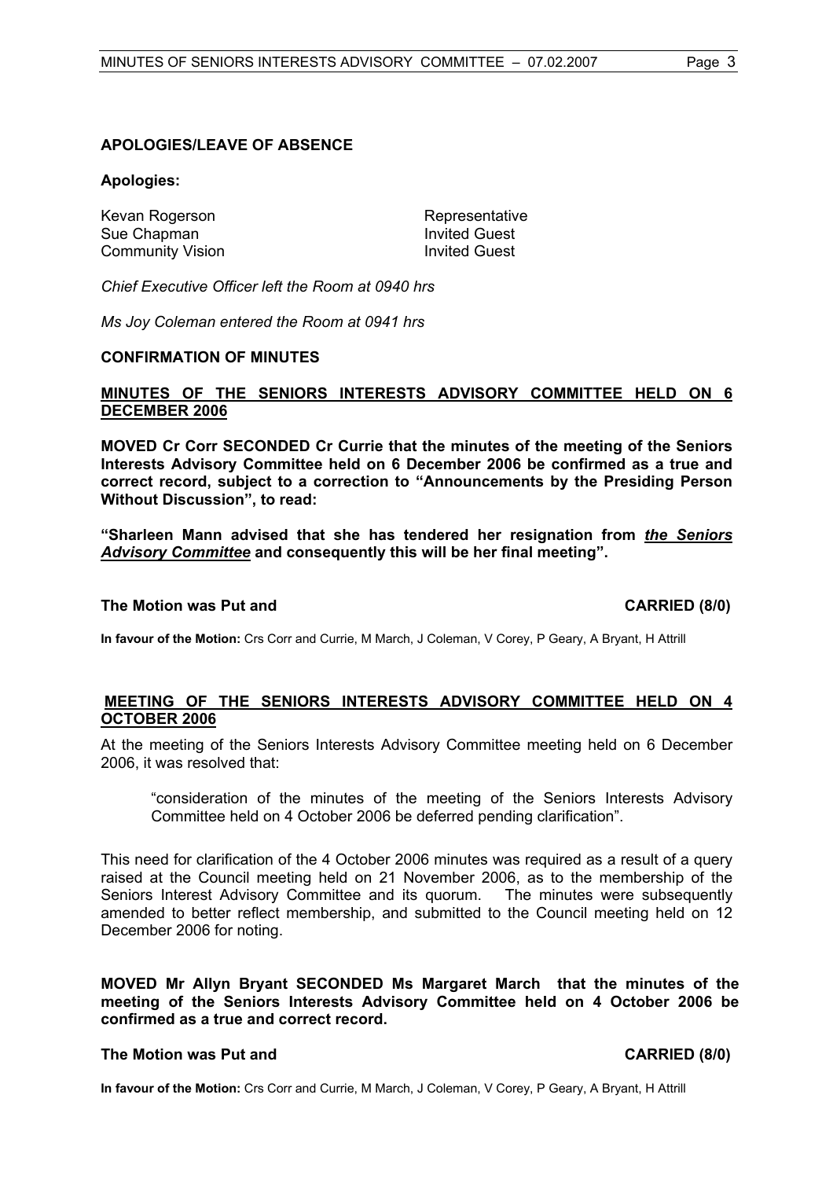## APOLOGIES/LEAVE OF ABSENCE

**Apologies:**

| | |
|---|---|
| Kevan Rogerson | Representative |
| Sue Chapman | Invited Guest |
| Community Vision | Invited Guest |

*Chief Executive Officer left the Room at 0940 hrs*

*Ms Joy Coleman entered the Room at 0941 hrs*

## CONFIRMATION OF MINUTES

### MINUTES OF THE SENIORS INTERESTS ADVISORY COMMITTEE HELD ON 6 DECEMBER 2006

**MOVED Cr Corr SECONDED Cr Currie that the minutes of the meeting of the Seniors Interests Advisory Committee held on 6 December 2006 be confirmed as a true and correct record, subject to a correction to "Announcements by the Presiding Person Without Discussion", to read:**

**"Sharleen Mann advised that she has tendered her resignation from *the Seniors Advisory Committee* and consequently this will be her final meeting".**

**The Motion was Put and CARRIED (8/0)**

**In favour of the Motion:** Crs Corr and Currie, M March, J Coleman, V Corey, P Geary, A Bryant, H Attrill

### MEETING OF THE SENIORS INTERESTS ADVISORY COMMITTEE HELD ON 4 OCTOBER 2006

At the meeting of the Seniors Interests Advisory Committee meeting held on 6 December 2006, it was resolved that:

> "consideration of the minutes of the meeting of the Seniors Interests Advisory Committee held on 4 October 2006 be deferred pending clarification".

This need for clarification of the 4 October 2006 minutes was required as a result of a query raised at the Council meeting held on 21 November 2006, as to the membership of the Seniors Interest Advisory Committee and its quorum. The minutes were subsequently amended to better reflect membership, and submitted to the Council meeting held on 12 December 2006 for noting.

**MOVED Mr Allyn Bryant SECONDED Ms Margaret March that the minutes of the meeting of the Seniors Interests Advisory Committee held on 4 October 2006 be confirmed as a true and correct record.**

**The Motion was Put and CARRIED (8/0)**

**In favour of the Motion:** Crs Corr and Currie, M March, J Coleman, V Corey, P Geary, A Bryant, H Attrill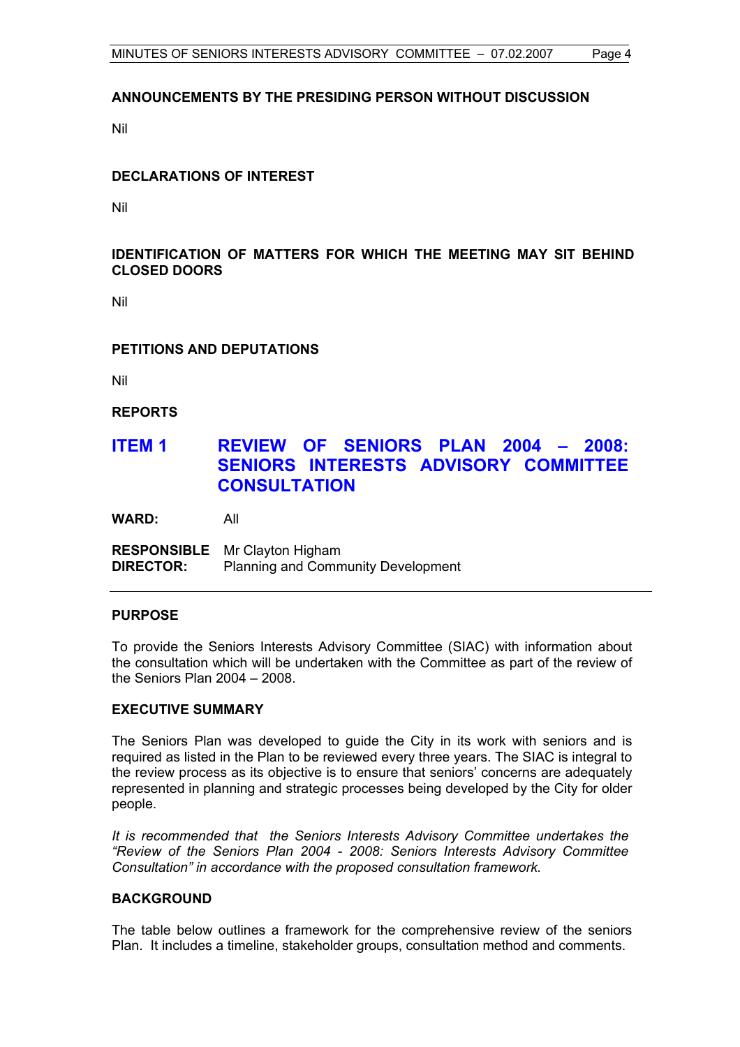## ANNOUNCEMENTS BY THE PRESIDING PERSON WITHOUT DISCUSSION

Nil

## DECLARATIONS OF INTEREST

Nil

## IDENTIFICATION OF MATTERS FOR WHICH THE MEETING MAY SIT BEHIND CLOSED DOORS

Nil

## PETITIONS AND DEPUTATIONS

Nil

## REPORTS

# ITEM 1 REVIEW OF SENIORS PLAN 2004 – 2008: SENIORS INTERESTS ADVISORY COMMITTEE CONSULTATION

**WARD:** All

**RESPONSIBLE DIRECTOR:** Mr Clayton Higham
Planning and Community Development

---

### PURPOSE

To provide the Seniors Interests Advisory Committee (SIAC) with information about the consultation which will be undertaken with the Committee as part of the review of the Seniors Plan 2004 – 2008.

### EXECUTIVE SUMMARY

The Seniors Plan was developed to guide the City in its work with seniors and is required as listed in the Plan to be reviewed every three years. The SIAC is integral to the review process as its objective is to ensure that seniors' concerns are adequately represented in planning and strategic processes being developed by the City for older people.

*It is recommended that the Seniors Interests Advisory Committee undertakes the "Review of the Seniors Plan 2004 - 2008: Seniors Interests Advisory Committee Consultation" in accordance with the proposed consultation framework.*

### BACKGROUND

The table below outlines a framework for the comprehensive review of the seniors Plan. It includes a timeline, stakeholder groups, consultation method and comments.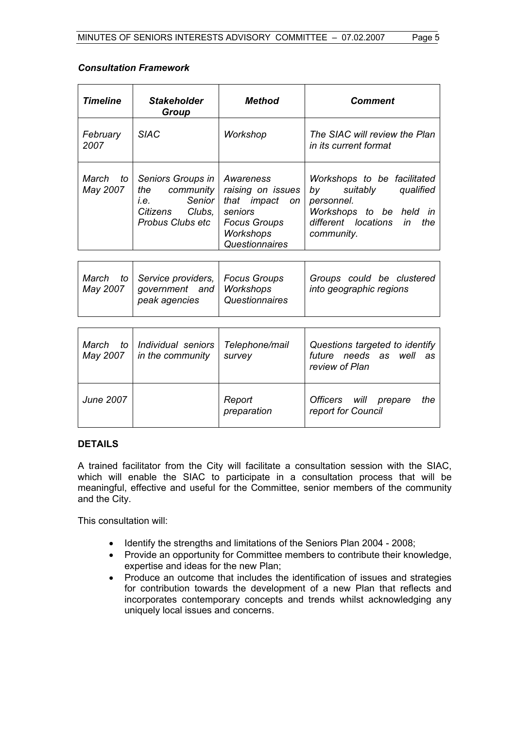### *Consultation Framework*

| *Timeline* | *Stakeholder Group* | *Method* | *Comment* |
|---|---|---|---|
| *February 2007* | *SIAC* | *Workshop* | *The SIAC will review the Plan in its current format* |
| *March to May 2007* | *Seniors Groups in the community i.e. Senior Citizens Clubs, Probus Clubs etc* | *Awareness raising on issues that impact on seniors*<br>*Focus Groups*<br>*Workshops*<br>*Questionnaires* | *Workshops to be facilitated by suitably qualified personnel.*<br>*Workshops to be held in different locations in the community.* |
| *March to May 2007* | *Service providers, government and peak agencies* | *Focus Groups*<br>*Workshops*<br>*Questionnaires* | *Groups could be clustered into geographic regions* |
| *March to May 2007* | *Individual seniors in the community* | *Telephone/mail survey* | *Questions targeted to identify future needs as well as review of Plan* |
| *June 2007* | | *Report preparation* | *Officers will prepare the report for Council* |

**DETAILS**

A trained facilitator from the City will facilitate a consultation session with the SIAC, which will enable the SIAC to participate in a consultation process that will be meaningful, effective and useful for the Committee, senior members of the community and the City.

This consultation will:

- Identify the strengths and limitations of the Seniors Plan 2004 - 2008;
- Provide an opportunity for Committee members to contribute their knowledge, expertise and ideas for the new Plan;
- Produce an outcome that includes the identification of issues and strategies for contribution towards the development of a new Plan that reflects and incorporates contemporary concepts and trends whilst acknowledging any uniquely local issues and concerns.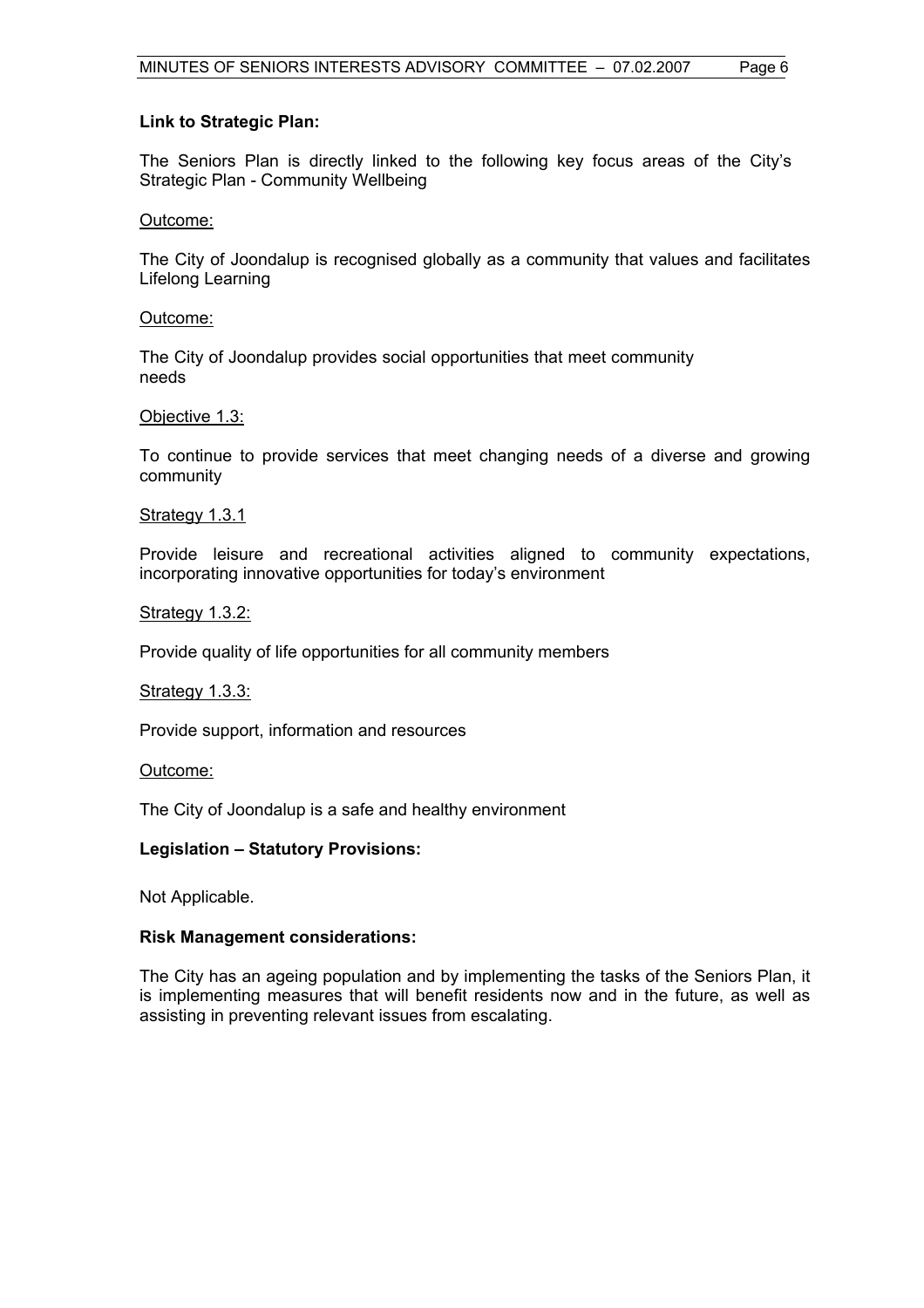**Link to Strategic Plan:**

The Seniors Plan is directly linked to the following key focus areas of the City's Strategic Plan - Community Wellbeing

Outcome:

The City of Joondalup is recognised globally as a community that values and facilitates Lifelong Learning

Outcome:

The City of Joondalup provides social opportunities that meet community needs

Objective 1.3:

To continue to provide services that meet changing needs of a diverse and growing community

Strategy 1.3.1

Provide leisure and recreational activities aligned to community expectations, incorporating innovative opportunities for today's environment

Strategy 1.3.2:

Provide quality of life opportunities for all community members

Strategy 1.3.3:

Provide support, information and resources

Outcome:

The City of Joondalup is a safe and healthy environment

**Legislation – Statutory Provisions:**

Not Applicable.

**Risk Management considerations:**

The City has an ageing population and by implementing the tasks of the Seniors Plan, it is implementing measures that will benefit residents now and in the future, as well as assisting in preventing relevant issues from escalating.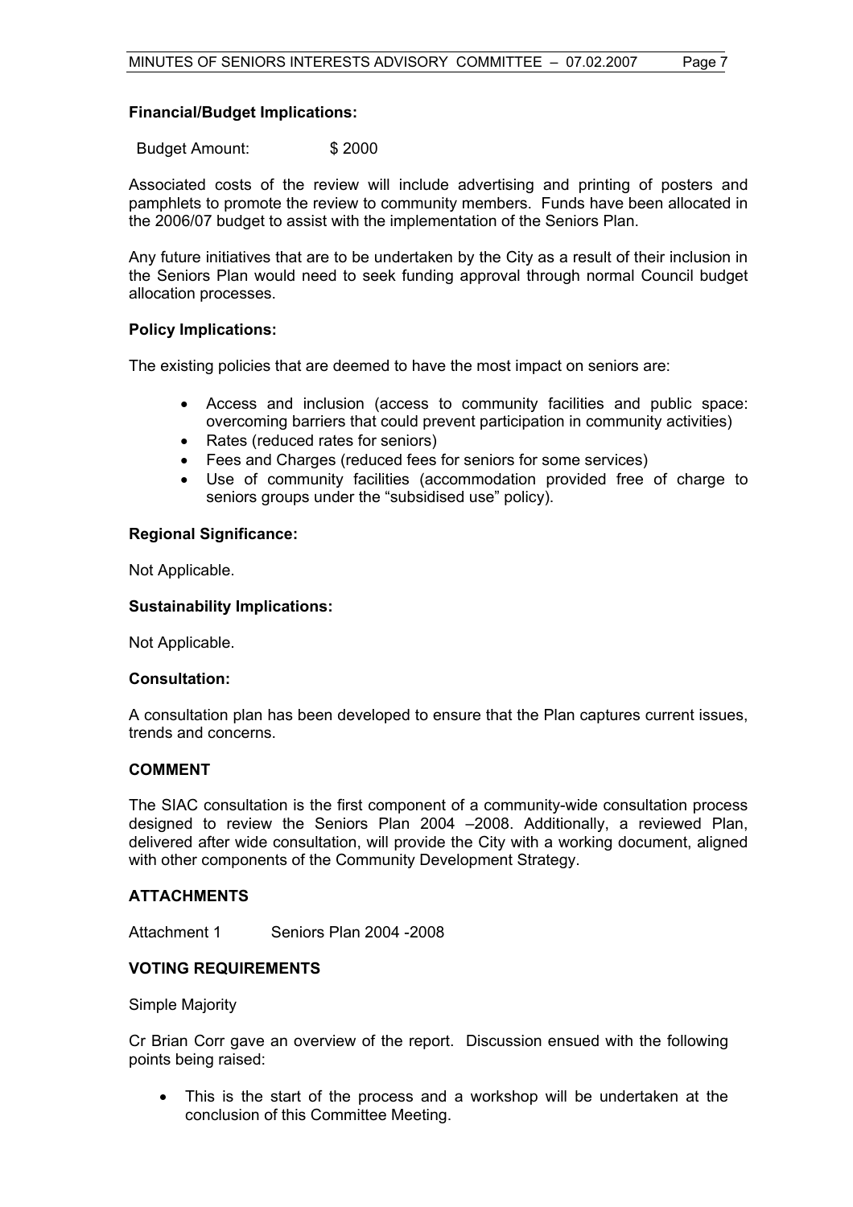**Financial/Budget Implications:**

Budget Amount: $ 2000

Associated costs of the review will include advertising and printing of posters and pamphlets to promote the review to community members. Funds have been allocated in the 2006/07 budget to assist with the implementation of the Seniors Plan.

Any future initiatives that are to be undertaken by the City as a result of their inclusion in the Seniors Plan would need to seek funding approval through normal Council budget allocation processes.

**Policy Implications:**

The existing policies that are deemed to have the most impact on seniors are:

- Access and inclusion (access to community facilities and public space: overcoming barriers that could prevent participation in community activities)
- Rates (reduced rates for seniors)
- Fees and Charges (reduced fees for seniors for some services)
- Use of community facilities (accommodation provided free of charge to seniors groups under the "subsidised use" policy).

**Regional Significance:**

Not Applicable.

**Sustainability Implications:**

Not Applicable.

**Consultation:**

A consultation plan has been developed to ensure that the Plan captures current issues, trends and concerns.

## COMMENT

The SIAC consultation is the first component of a community-wide consultation process designed to review the Seniors Plan 2004 –2008. Additionally, a reviewed Plan, delivered after wide consultation, will provide the City with a working document, aligned with other components of the Community Development Strategy.

## ATTACHMENTS

Attachment 1 Seniors Plan 2004 -2008

## VOTING REQUIREMENTS

Simple Majority

Cr Brian Corr gave an overview of the report. Discussion ensued with the following points being raised:

- This is the start of the process and a workshop will be undertaken at the conclusion of this Committee Meeting.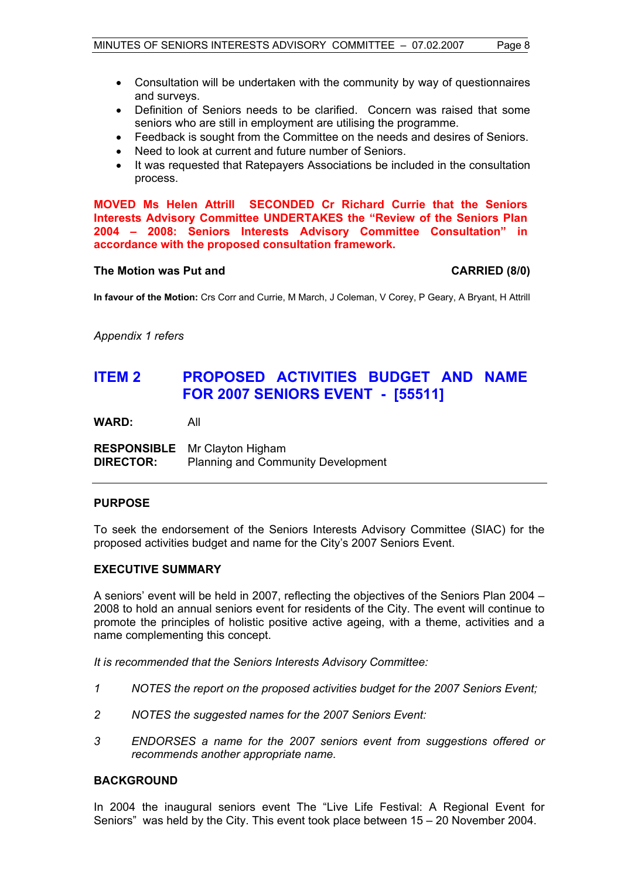- Consultation will be undertaken with the community by way of questionnaires and surveys.
- Definition of Seniors needs to be clarified. Concern was raised that some seniors who are still in employment are utilising the programme.
- Feedback is sought from the Committee on the needs and desires of Seniors.
- Need to look at current and future number of Seniors.
- It was requested that Ratepayers Associations be included in the consultation process.

**MOVED Ms Helen Attrill SECONDED Cr Richard Currie that the Seniors Interests Advisory Committee UNDERTAKES the "Review of the Seniors Plan 2004 – 2008: Seniors Interests Advisory Committee Consultation" in accordance with the proposed consultation framework.**

**The Motion was Put and** **CARRIED (8/0)**

**In favour of the Motion:** Crs Corr and Currie, M March, J Coleman, V Corey, P Geary, A Bryant, H Attrill

*Appendix 1 refers*

## ITEM 2 PROPOSED ACTIVITIES BUDGET AND NAME FOR 2007 SENIORS EVENT - [55511]

**WARD:** All

**RESPONSIBLE DIRECTOR:** Mr Clayton Higham
Planning and Community Development

---

### PURPOSE

To seek the endorsement of the Seniors Interests Advisory Committee (SIAC) for the proposed activities budget and name for the City's 2007 Seniors Event.

### EXECUTIVE SUMMARY

A seniors' event will be held in 2007, reflecting the objectives of the Seniors Plan 2004 – 2008 to hold an annual seniors event for residents of the City. The event will continue to promote the principles of holistic positive active ageing, with a theme, activities and a name complementing this concept.

*It is recommended that the Seniors Interests Advisory Committee:*

*1 NOTES the report on the proposed activities budget for the 2007 Seniors Event;*

*2 NOTES the suggested names for the 2007 Seniors Event:*

*3 ENDORSES a name for the 2007 seniors event from suggestions offered or recommends another appropriate name.*

### BACKGROUND

In 2004 the inaugural seniors event The "Live Life Festival: A Regional Event for Seniors" was held by the City. This event took place between 15 – 20 November 2004.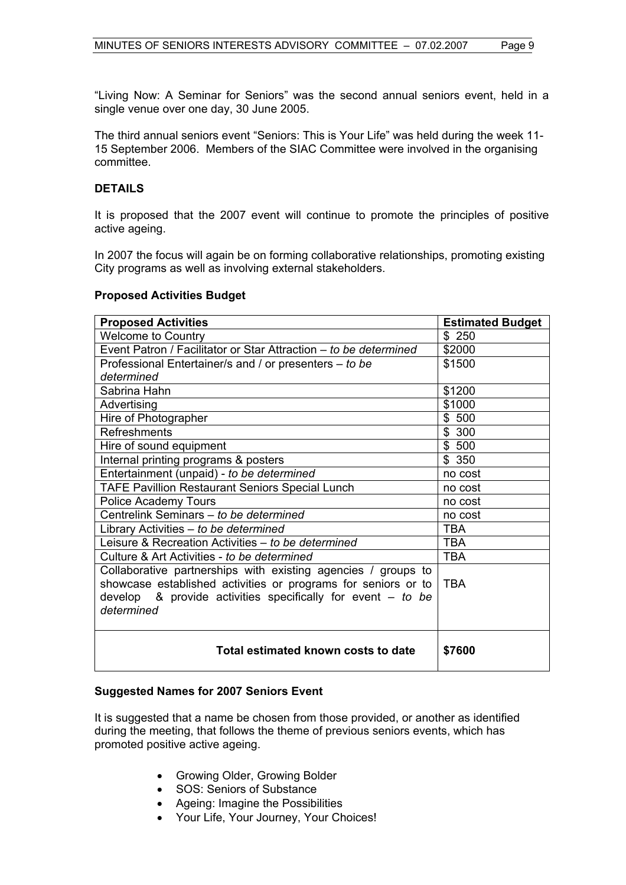"Living Now: A Seminar for Seniors" was the second annual seniors event, held in a single venue over one day, 30 June 2005.

The third annual seniors event "Seniors: This is Your Life" was held during the week 11-15 September 2006. Members of the SIAC Committee were involved in the organising committee.

## DETAILS

It is proposed that the 2007 event will continue to promote the principles of positive active ageing.

In 2007 the focus will again be on forming collaborative relationships, promoting existing City programs as well as involving external stakeholders.

### Proposed Activities Budget

| Proposed Activities | Estimated Budget |
|---|---|
| Welcome to Country | $ 250 |
| Event Patron / Facilitator or Star Attraction – *to be determined* | $2000 |
| Professional Entertainer/s and / or presenters – *to be determined* | $1500 |
| Sabrina Hahn | $1200 |
| Advertising | $1000 |
| Hire of Photographer | $ 500 |
| Refreshments | $ 300 |
| Hire of sound equipment | $ 500 |
| Internal printing programs & posters | $ 350 |
| Entertainment (unpaid) - *to be determined* | no cost |
| TAFE Pavillion Restaurant Seniors Special Lunch | no cost |
| Police Academy Tours | no cost |
| Centrelink Seminars – *to be determined* | no cost |
| Library Activities – *to be determined* | TBA |
| Leisure & Recreation Activities – *to be determined* | TBA |
| Culture & Art Activities - *to be determined* | TBA |
| Collaborative partnerships with existing agencies / groups to showcase established activities or programs for seniors or to develop & provide activities specifically for event – *to be determined* | TBA |
| **Total estimated known costs to date** | **$7600** |

### Suggested Names for 2007 Seniors Event

It is suggested that a name be chosen from those provided, or another as identified during the meeting, that follows the theme of previous seniors events, which has promoted positive active ageing.

- Growing Older, Growing Bolder
- SOS: Seniors of Substance
- Ageing: Imagine the Possibilities
- Your Life, Your Journey, Your Choices!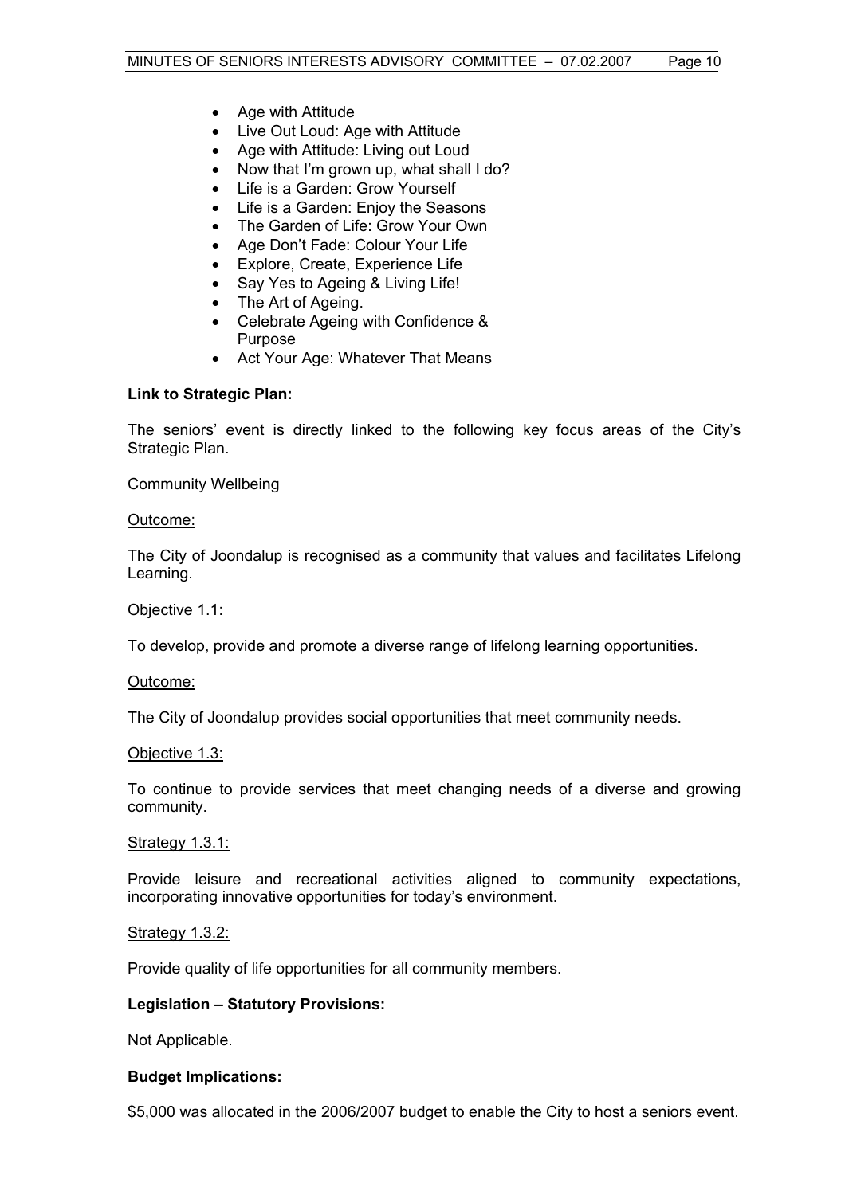- Age with Attitude
- Live Out Loud: Age with Attitude
- Age with Attitude: Living out Loud
- Now that I'm grown up, what shall I do?
- Life is a Garden: Grow Yourself
- Life is a Garden: Enjoy the Seasons
- The Garden of Life: Grow Your Own
- Age Don't Fade: Colour Your Life
- Explore, Create, Experience Life
- Say Yes to Ageing & Living Life!
- The Art of Ageing.
- Celebrate Ageing with Confidence & Purpose
- Act Your Age: Whatever That Means

**Link to Strategic Plan:**

The seniors' event is directly linked to the following key focus areas of the City's Strategic Plan.

Community Wellbeing

Outcome:

The City of Joondalup is recognised as a community that values and facilitates Lifelong Learning.

Objective 1.1:

To develop, provide and promote a diverse range of lifelong learning opportunities.

Outcome:

The City of Joondalup provides social opportunities that meet community needs.

Objective 1.3:

To continue to provide services that meet changing needs of a diverse and growing community.

Strategy 1.3.1:

Provide leisure and recreational activities aligned to community expectations, incorporating innovative opportunities for today's environment.

Strategy 1.3.2:

Provide quality of life opportunities for all community members.

**Legislation – Statutory Provisions:**

Not Applicable.

**Budget Implications:**

$5,000 was allocated in the 2006/2007 budget to enable the City to host a seniors event.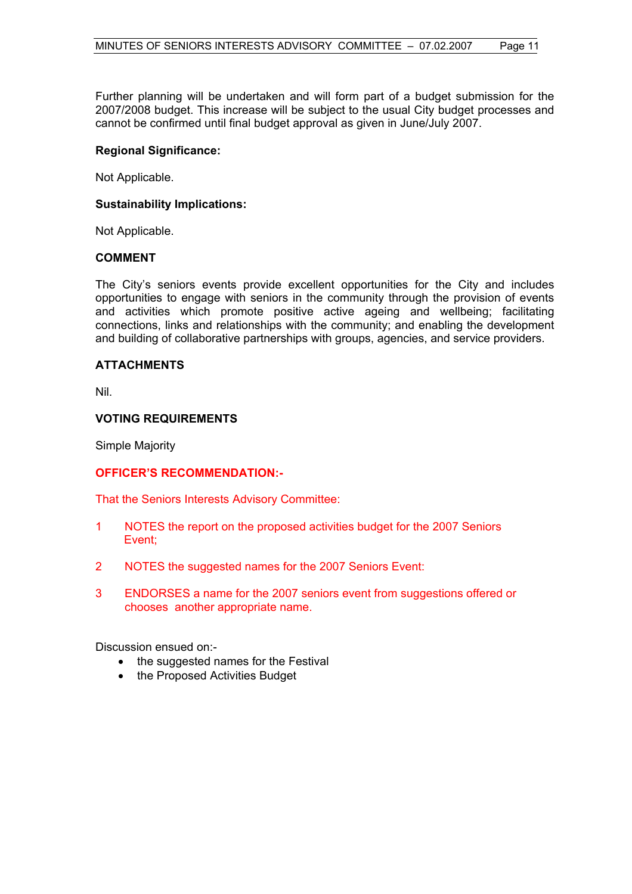Further planning will be undertaken and will form part of a budget submission for the 2007/2008 budget. This increase will be subject to the usual City budget processes and cannot be confirmed until final budget approval as given in June/July 2007.

**Regional Significance:**

Not Applicable.

**Sustainability Implications:**

Not Applicable.

## COMMENT

The City's seniors events provide excellent opportunities for the City and includes opportunities to engage with seniors in the community through the provision of events and activities which promote positive active ageing and wellbeing; facilitating connections, links and relationships with the community; and enabling the development and building of collaborative partnerships with groups, agencies, and service providers.

## ATTACHMENTS

Nil.

## VOTING REQUIREMENTS

Simple Majority

**OFFICER'S RECOMMENDATION:-**

That the Seniors Interests Advisory Committee:

1 NOTES the report on the proposed activities budget for the 2007 Seniors Event;

2 NOTES the suggested names for the 2007 Seniors Event:

3 ENDORSES a name for the 2007 seniors event from suggestions offered or chooses another appropriate name.

Discussion ensued on:-

- the suggested names for the Festival
- the Proposed Activities Budget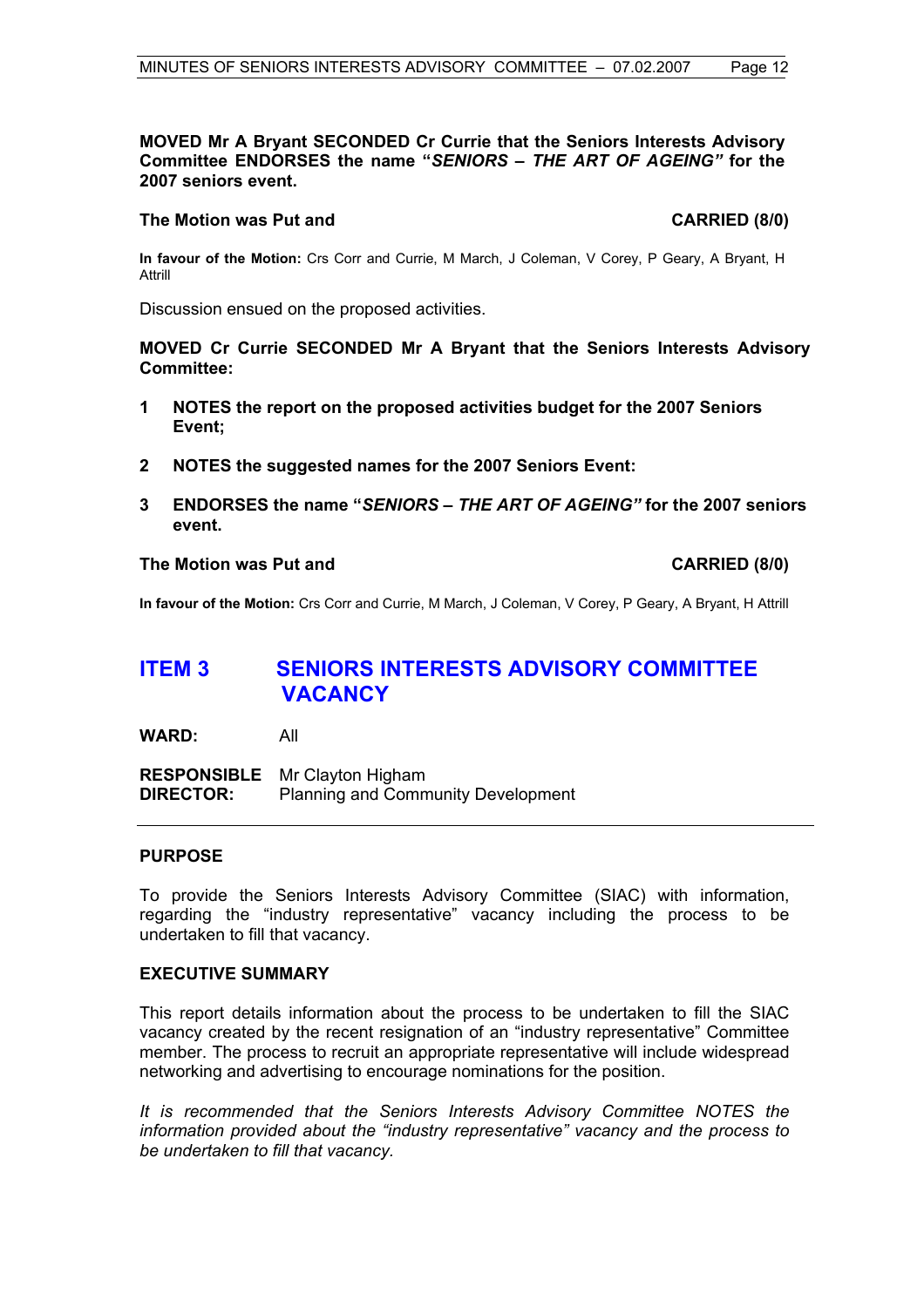**MOVED Mr A Bryant SECONDED Cr Currie that the Seniors Interests Advisory Committee ENDORSES the name "*SENIORS – THE ART OF AGEING*" for the 2007 seniors event.**

**The Motion was Put and** **CARRIED (8/0)**

**In favour of the Motion:** Crs Corr and Currie, M March, J Coleman, V Corey, P Geary, A Bryant, H Attrill

Discussion ensued on the proposed activities.

**MOVED Cr Currie SECONDED Mr A Bryant that the Seniors Interests Advisory Committee:**

1. **NOTES the report on the proposed activities budget for the 2007 Seniors Event;**
2. **NOTES the suggested names for the 2007 Seniors Event:**
3. **ENDORSES the name "*SENIORS – THE ART OF AGEING*" for the 2007 seniors event.**

**The Motion was Put and** **CARRIED (8/0)**

**In favour of the Motion:** Crs Corr and Currie, M March, J Coleman, V Corey, P Geary, A Bryant, H Attrill

## ITEM 3 SENIORS INTERESTS ADVISORY COMMITTEE VACANCY

**WARD:** All

**RESPONSIBLE DIRECTOR:** Mr Clayton Higham
Planning and Community Development

### PURPOSE

To provide the Seniors Interests Advisory Committee (SIAC) with information, regarding the "industry representative" vacancy including the process to be undertaken to fill that vacancy.

### EXECUTIVE SUMMARY

This report details information about the process to be undertaken to fill the SIAC vacancy created by the recent resignation of an "industry representative" Committee member. The process to recruit an appropriate representative will include widespread networking and advertising to encourage nominations for the position.

*It is recommended that the Seniors Interests Advisory Committee NOTES the information provided about the "industry representative" vacancy and the process to be undertaken to fill that vacancy.*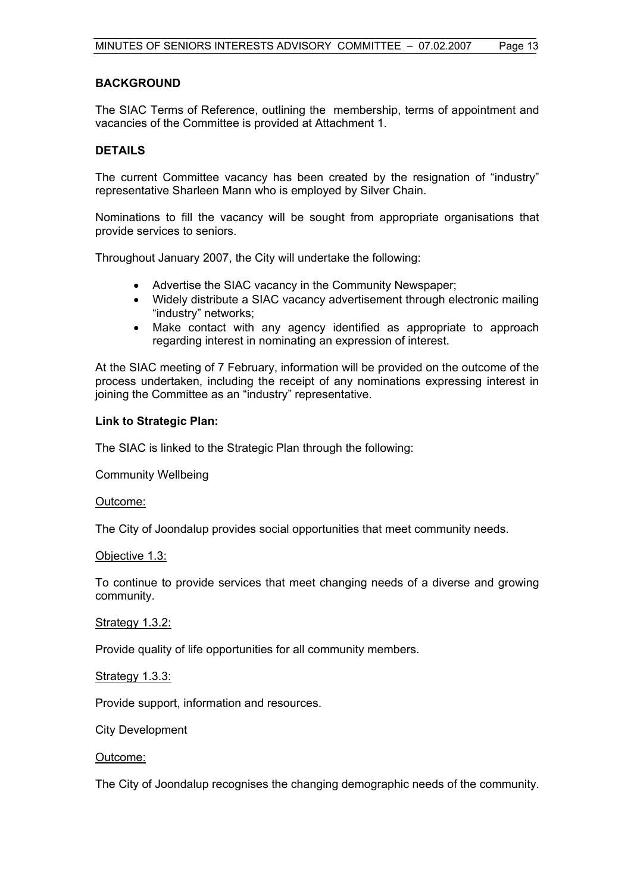**BACKGROUND**

The SIAC Terms of Reference, outlining the membership, terms of appointment and vacancies of the Committee is provided at Attachment 1.

**DETAILS**

The current Committee vacancy has been created by the resignation of "industry" representative Sharleen Mann who is employed by Silver Chain.

Nominations to fill the vacancy will be sought from appropriate organisations that provide services to seniors.

Throughout January 2007, the City will undertake the following:

- Advertise the SIAC vacancy in the Community Newspaper;
- Widely distribute a SIAC vacancy advertisement through electronic mailing "industry" networks;
- Make contact with any agency identified as appropriate to approach regarding interest in nominating an expression of interest.

At the SIAC meeting of 7 February, information will be provided on the outcome of the process undertaken, including the receipt of any nominations expressing interest in joining the Committee as an "industry" representative.

**Link to Strategic Plan:**

The SIAC is linked to the Strategic Plan through the following:

Community Wellbeing

Outcome:

The City of Joondalup provides social opportunities that meet community needs.

Objective 1.3:

To continue to provide services that meet changing needs of a diverse and growing community.

Strategy 1.3.2:

Provide quality of life opportunities for all community members.

Strategy 1.3.3:

Provide support, information and resources.

City Development

Outcome:

The City of Joondalup recognises the changing demographic needs of the community.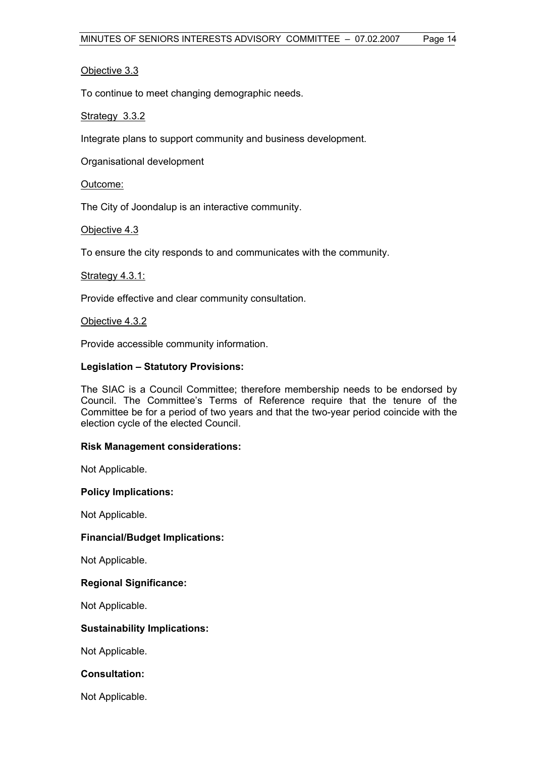Objective 3.3

To continue to meet changing demographic needs.

Strategy 3.3.2

Integrate plans to support community and business development.

Organisational development

Outcome:

The City of Joondalup is an interactive community.

Objective 4.3

To ensure the city responds to and communicates with the community.

Strategy 4.3.1:

Provide effective and clear community consultation.

Objective 4.3.2

Provide accessible community information.

**Legislation – Statutory Provisions:**

The SIAC is a Council Committee; therefore membership needs to be endorsed by Council. The Committee's Terms of Reference require that the tenure of the Committee be for a period of two years and that the two-year period coincide with the election cycle of the elected Council.

**Risk Management considerations:**

Not Applicable.

**Policy Implications:**

Not Applicable.

**Financial/Budget Implications:**

Not Applicable.

**Regional Significance:**

Not Applicable.

**Sustainability Implications:**

Not Applicable.

**Consultation:**

Not Applicable.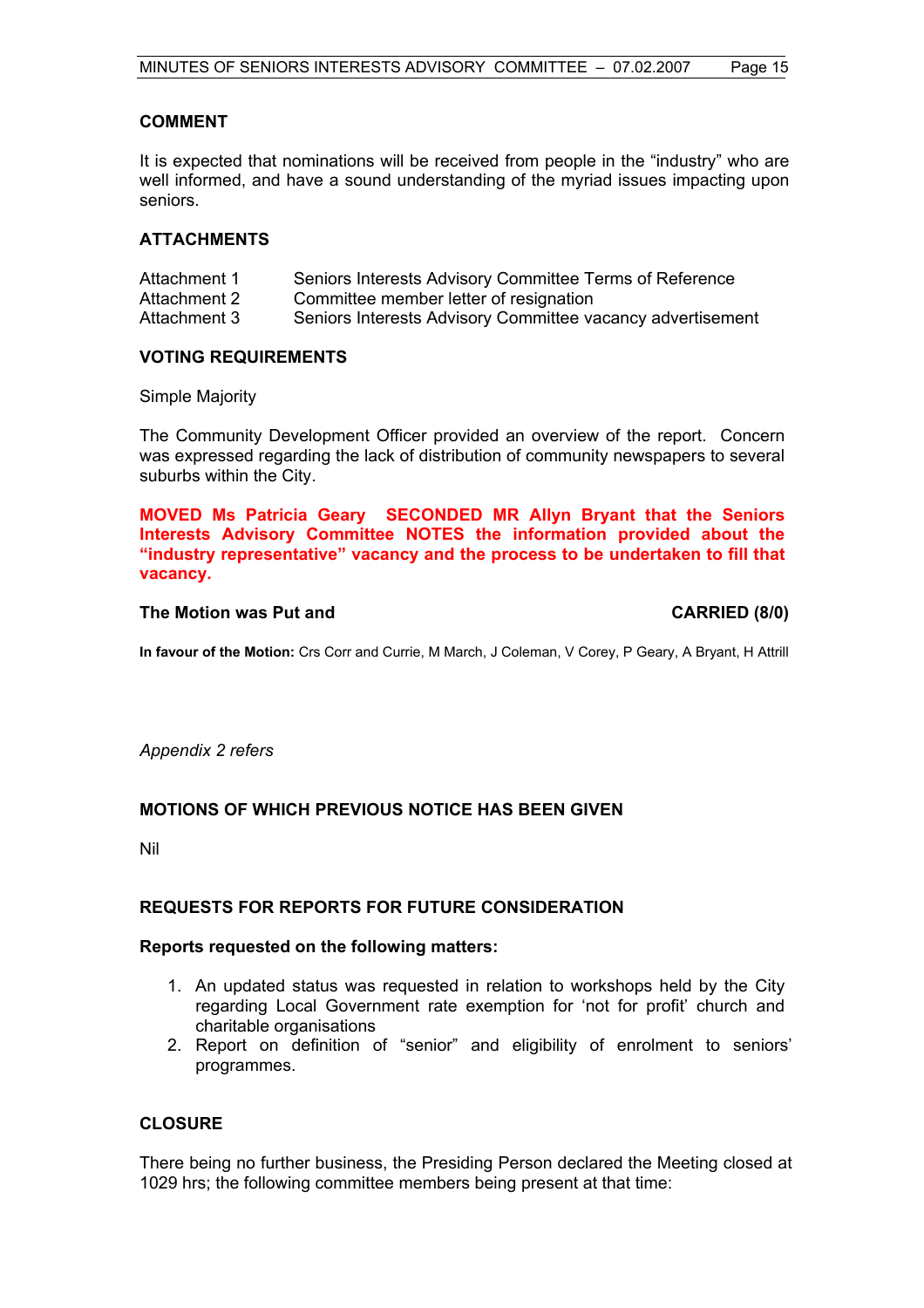### COMMENT

It is expected that nominations will be received from people in the "industry" who are well informed, and have a sound understanding of the myriad issues impacting upon seniors.

### ATTACHMENTS

| | |
|---|---|
| Attachment 1 | Seniors Interests Advisory Committee Terms of Reference |
| Attachment 2 | Committee member letter of resignation |
| Attachment 3 | Seniors Interests Advisory Committee vacancy advertisement |

### VOTING REQUIREMENTS

Simple Majority

The Community Development Officer provided an overview of the report. Concern was expressed regarding the lack of distribution of community newspapers to several suburbs within the City.

**MOVED Ms Patricia Geary SECONDED MR Allyn Bryant that the Seniors Interests Advisory Committee NOTES the information provided about the "industry representative" vacancy and the process to be undertaken to fill that vacancy.**

**The Motion was Put and CARRIED (8/0)**

**In favour of the Motion:** Crs Corr and Currie, M March, J Coleman, V Corey, P Geary, A Bryant, H Attrill

*Appendix 2 refers*

### MOTIONS OF WHICH PREVIOUS NOTICE HAS BEEN GIVEN

Nil

### REQUESTS FOR REPORTS FOR FUTURE CONSIDERATION

**Reports requested on the following matters:**

1. An updated status was requested in relation to workshops held by the City regarding Local Government rate exemption for 'not for profit' church and charitable organisations
2. Report on definition of "senior" and eligibility of enrolment to seniors' programmes.

### CLOSURE

There being no further business, the Presiding Person declared the Meeting closed at 1029 hrs; the following committee members being present at that time: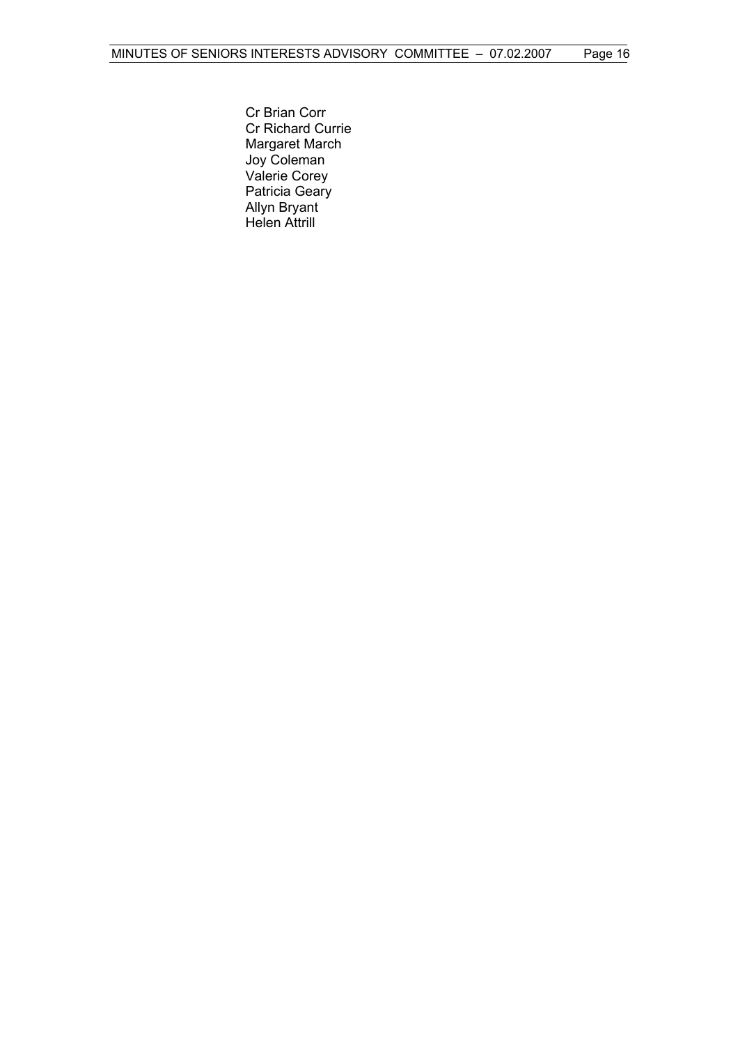Cr Brian Corr  
Cr Richard Currie  
Margaret March  
Joy Coleman  
Valerie Corey  
Patricia Geary  
Allyn Bryant  
Helen Attrill